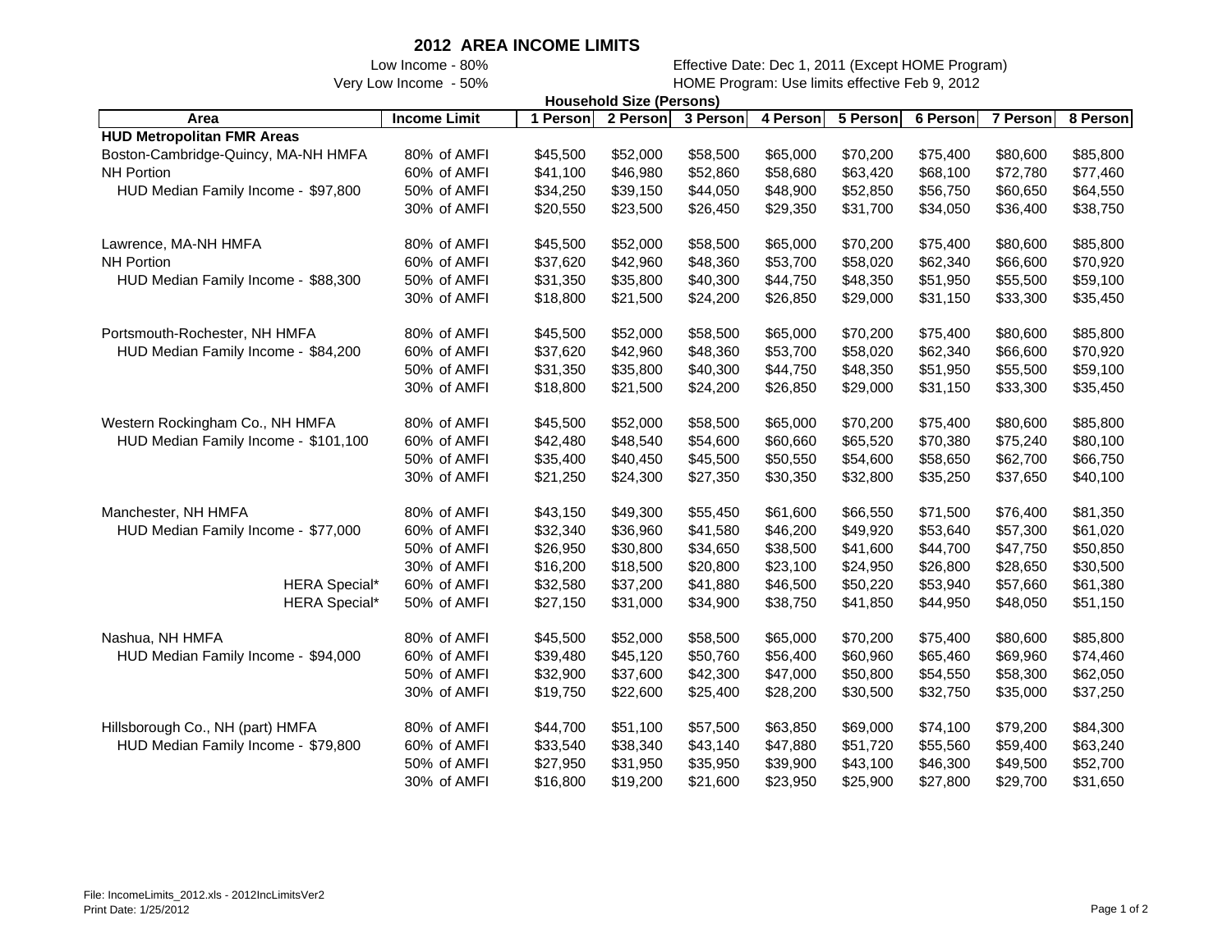# 2012 AREA INCOME LIMITS

Low Income - 80%
Very Low Income - 50%

Effective Date: Dec 1, 2011 (Except HOME Program)
HOME Program: Use limits effective Feb 9, 2012

| Area | Income Limit | Household Size (Persons) | | | | | | | |
|---|---|---|---|---|---|---|---|---|---|
| | | 1 Person | 2 Person | 3 Person | 4 Person | 5 Person | 6 Person | 7 Person | 8 Person |
| **HUD Metropolitan FMR Areas** | | | | | | | | | |
| Boston-Cambridge-Quincy, MA-NH HMFA | 80% of AMFI | $45,500 | $52,000 | $58,500 | $65,000 | $70,200 | $75,400 | $80,600 | $85,800 |
| NH Portion | 60% of AMFI | $41,100 | $46,980 | $52,860 | $58,680 | $63,420 | $68,100 | $72,780 | $77,460 |
| HUD Median Family Income - $97,800 | 50% of AMFI | $34,250 | $39,150 | $44,050 | $48,900 | $52,850 | $56,750 | $60,650 | $64,550 |
| | 30% of AMFI | $20,550 | $23,500 | $26,450 | $29,350 | $31,700 | $34,050 | $36,400 | $38,750 |
| Lawrence, MA-NH HMFA | 80% of AMFI | $45,500 | $52,000 | $58,500 | $65,000 | $70,200 | $75,400 | $80,600 | $85,800 |
| NH Portion | 60% of AMFI | $37,620 | $42,960 | $48,360 | $53,700 | $58,020 | $62,340 | $66,600 | $70,920 |
| HUD Median Family Income - $88,300 | 50% of AMFI | $31,350 | $35,800 | $40,300 | $44,750 | $48,350 | $51,950 | $55,500 | $59,100 |
| | 30% of AMFI | $18,800 | $21,500 | $24,200 | $26,850 | $29,000 | $31,150 | $33,300 | $35,450 |
| Portsmouth-Rochester, NH HMFA | 80% of AMFI | $45,500 | $52,000 | $58,500 | $65,000 | $70,200 | $75,400 | $80,600 | $85,800 |
| HUD Median Family Income - $84,200 | 60% of AMFI | $37,620 | $42,960 | $48,360 | $53,700 | $58,020 | $62,340 | $66,600 | $70,920 |
| | 50% of AMFI | $31,350 | $35,800 | $40,300 | $44,750 | $48,350 | $51,950 | $55,500 | $59,100 |
| | 30% of AMFI | $18,800 | $21,500 | $24,200 | $26,850 | $29,000 | $31,150 | $33,300 | $35,450 |
| Western Rockingham Co., NH HMFA | 80% of AMFI | $45,500 | $52,000 | $58,500 | $65,000 | $70,200 | $75,400 | $80,600 | $85,800 |
| HUD Median Family Income - $101,100 | 60% of AMFI | $42,480 | $48,540 | $54,600 | $60,660 | $65,520 | $70,380 | $75,240 | $80,100 |
| | 50% of AMFI | $35,400 | $40,450 | $45,500 | $50,550 | $54,600 | $58,650 | $62,700 | $66,750 |
| | 30% of AMFI | $21,250 | $24,300 | $27,350 | $30,350 | $32,800 | $35,250 | $37,650 | $40,100 |
| Manchester, NH HMFA | 80% of AMFI | $43,150 | $49,300 | $55,450 | $61,600 | $66,550 | $71,500 | $76,400 | $81,350 |
| HUD Median Family Income - $77,000 | 60% of AMFI | $32,340 | $36,960 | $41,580 | $46,200 | $49,920 | $53,640 | $57,300 | $61,020 |
| | 50% of AMFI | $26,950 | $30,800 | $34,650 | $38,500 | $41,600 | $44,700 | $47,750 | $50,850 |
| | 30% of AMFI | $16,200 | $18,500 | $20,800 | $23,100 | $24,950 | $26,800 | $28,650 | $30,500 |
| HERA Special* | 60% of AMFI | $32,580 | $37,200 | $41,880 | $46,500 | $50,220 | $53,940 | $57,660 | $61,380 |
| HERA Special* | 50% of AMFI | $27,150 | $31,000 | $34,900 | $38,750 | $41,850 | $44,950 | $48,050 | $51,150 |
| Nashua, NH HMFA | 80% of AMFI | $45,500 | $52,000 | $58,500 | $65,000 | $70,200 | $75,400 | $80,600 | $85,800 |
| HUD Median Family Income - $94,000 | 60% of AMFI | $39,480 | $45,120 | $50,760 | $56,400 | $60,960 | $65,460 | $69,960 | $74,460 |
| | 50% of AMFI | $32,900 | $37,600 | $42,300 | $47,000 | $50,800 | $54,550 | $58,300 | $62,050 |
| | 30% of AMFI | $19,750 | $22,600 | $25,400 | $28,200 | $30,500 | $32,750 | $35,000 | $37,250 |
| Hillsborough Co., NH (part) HMFA | 80% of AMFI | $44,700 | $51,100 | $57,500 | $63,850 | $69,000 | $74,100 | $79,200 | $84,300 |
| HUD Median Family Income - $79,800 | 60% of AMFI | $33,540 | $38,340 | $43,140 | $47,880 | $51,720 | $55,560 | $59,400 | $63,240 |
| | 50% of AMFI | $27,950 | $31,950 | $35,950 | $39,900 | $43,100 | $46,300 | $49,500 | $52,700 |
| | 30% of AMFI | $16,800 | $19,200 | $21,600 | $23,950 | $25,900 | $27,800 | $29,700 | $31,650 |

File: IncomeLimits_2012.xls - 2012IncLimitsVer2
Print Date: 1/25/2012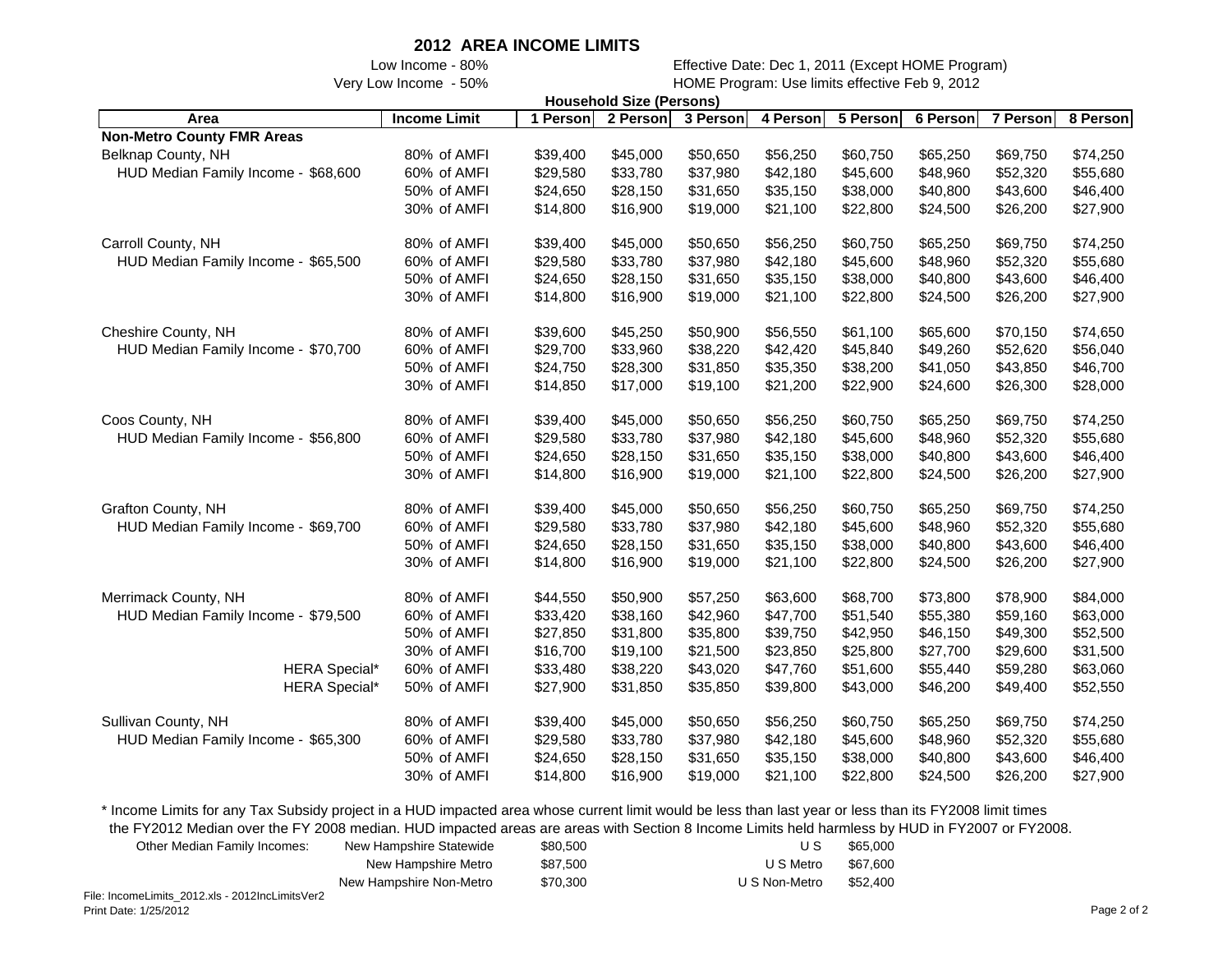# 2012 AREA INCOME LIMITS

Low Income - 80%
Very Low Income - 50%

Effective Date: Dec 1, 2011 (Except HOME Program)
HOME Program: Use limits effective Feb 9, 2012

| | | Household Size (Persons) | | | | | | | |
|---|---|---|---|---|---|---|---|---|---|
| **Area** | **Income Limit** | **1 Person** | **2 Person** | **3 Person** | **4 Person** | **5 Person** | **6 Person** | **7 Person** | **8 Person** |
| **Non-Metro County FMR Areas** | | | | | | | | | |
| Belknap County, NH | 80% of AMFI | $39,400 | $45,000 | $50,650 | $56,250 | $60,750 | $65,250 | $69,750 | $74,250 |
| HUD Median Family Income - $68,600 | 60% of AMFI | $29,580 | $33,780 | $37,980 | $42,180 | $45,600 | $48,960 | $52,320 | $55,680 |
| | 50% of AMFI | $24,650 | $28,150 | $31,650 | $35,150 | $38,000 | $40,800 | $43,600 | $46,400 |
| | 30% of AMFI | $14,800 | $16,900 | $19,000 | $21,100 | $22,800 | $24,500 | $26,200 | $27,900 |
| Carroll County, NH | 80% of AMFI | $39,400 | $45,000 | $50,650 | $56,250 | $60,750 | $65,250 | $69,750 | $74,250 |
| HUD Median Family Income - $65,500 | 60% of AMFI | $29,580 | $33,780 | $37,980 | $42,180 | $45,600 | $48,960 | $52,320 | $55,680 |
| | 50% of AMFI | $24,650 | $28,150 | $31,650 | $35,150 | $38,000 | $40,800 | $43,600 | $46,400 |
| | 30% of AMFI | $14,800 | $16,900 | $19,000 | $21,100 | $22,800 | $24,500 | $26,200 | $27,900 |
| Cheshire County, NH | 80% of AMFI | $39,600 | $45,250 | $50,900 | $56,550 | $61,100 | $65,600 | $70,150 | $74,650 |
| HUD Median Family Income - $70,700 | 60% of AMFI | $29,700 | $33,960 | $38,220 | $42,420 | $45,840 | $49,260 | $52,620 | $56,040 |
| | 50% of AMFI | $24,750 | $28,300 | $31,850 | $35,350 | $38,200 | $41,050 | $43,850 | $46,700 |
| | 30% of AMFI | $14,850 | $17,000 | $19,100 | $21,200 | $22,900 | $24,600 | $26,300 | $28,000 |
| Coos County, NH | 80% of AMFI | $39,400 | $45,000 | $50,650 | $56,250 | $60,750 | $65,250 | $69,750 | $74,250 |
| HUD Median Family Income - $56,800 | 60% of AMFI | $29,580 | $33,780 | $37,980 | $42,180 | $45,600 | $48,960 | $52,320 | $55,680 |
| | 50% of AMFI | $24,650 | $28,150 | $31,650 | $35,150 | $38,000 | $40,800 | $43,600 | $46,400 |
| | 30% of AMFI | $14,800 | $16,900 | $19,000 | $21,100 | $22,800 | $24,500 | $26,200 | $27,900 |
| Grafton County, NH | 80% of AMFI | $39,400 | $45,000 | $50,650 | $56,250 | $60,750 | $65,250 | $69,750 | $74,250 |
| HUD Median Family Income - $69,700 | 60% of AMFI | $29,580 | $33,780 | $37,980 | $42,180 | $45,600 | $48,960 | $52,320 | $55,680 |
| | 50% of AMFI | $24,650 | $28,150 | $31,650 | $35,150 | $38,000 | $40,800 | $43,600 | $46,400 |
| | 30% of AMFI | $14,800 | $16,900 | $19,000 | $21,100 | $22,800 | $24,500 | $26,200 | $27,900 |
| Merrimack County, NH | 80% of AMFI | $44,550 | $50,900 | $57,250 | $63,600 | $68,700 | $73,800 | $78,900 | $84,000 |
| HUD Median Family Income - $79,500 | 60% of AMFI | $33,420 | $38,160 | $42,960 | $47,700 | $51,540 | $55,380 | $59,160 | $63,000 |
| | 50% of AMFI | $27,850 | $31,800 | $35,800 | $39,750 | $42,950 | $46,150 | $49,300 | $52,500 |
| | 30% of AMFI | $16,700 | $19,100 | $21,500 | $23,850 | $25,800 | $27,700 | $29,600 | $31,500 |
| HERA Special* | 60% of AMFI | $33,480 | $38,220 | $43,020 | $47,760 | $51,600 | $55,440 | $59,280 | $63,060 |
| HERA Special* | 50% of AMFI | $27,900 | $31,850 | $35,850 | $39,800 | $43,000 | $46,200 | $49,400 | $52,550 |
| Sullivan County, NH | 80% of AMFI | $39,400 | $45,000 | $50,650 | $56,250 | $60,750 | $65,250 | $69,750 | $74,250 |
| HUD Median Family Income - $65,300 | 60% of AMFI | $29,580 | $33,780 | $37,980 | $42,180 | $45,600 | $48,960 | $52,320 | $55,680 |
| | 50% of AMFI | $24,650 | $28,150 | $31,650 | $35,150 | $38,000 | $40,800 | $43,600 | $46,400 |
| | 30% of AMFI | $14,800 | $16,900 | $19,000 | $21,100 | $22,800 | $24,500 | $26,200 | $27,900 |

\* Income Limits for any Tax Subsidy project in a HUD impacted area whose current limit would be less than last year or less than its FY2008 limit times the FY2012 Median over the FY 2008 median. HUD impacted areas are areas with Section 8 Income Limits held harmless by HUD in FY2007 or FY2008.

| Other Median Family Incomes: | | | | |
|---|---|---|---|---|
| | New Hampshire Statewide | $80,500 | U S | $65,000 |
| | New Hampshire Metro | $87,500 | U S Metro | $67,600 |
| | New Hampshire Non-Metro | $70,300 | U S Non-Metro | $52,400 |

File: IncomeLimits_2012.xls - 2012IncLimitsVer2
Print Date: 1/25/2012